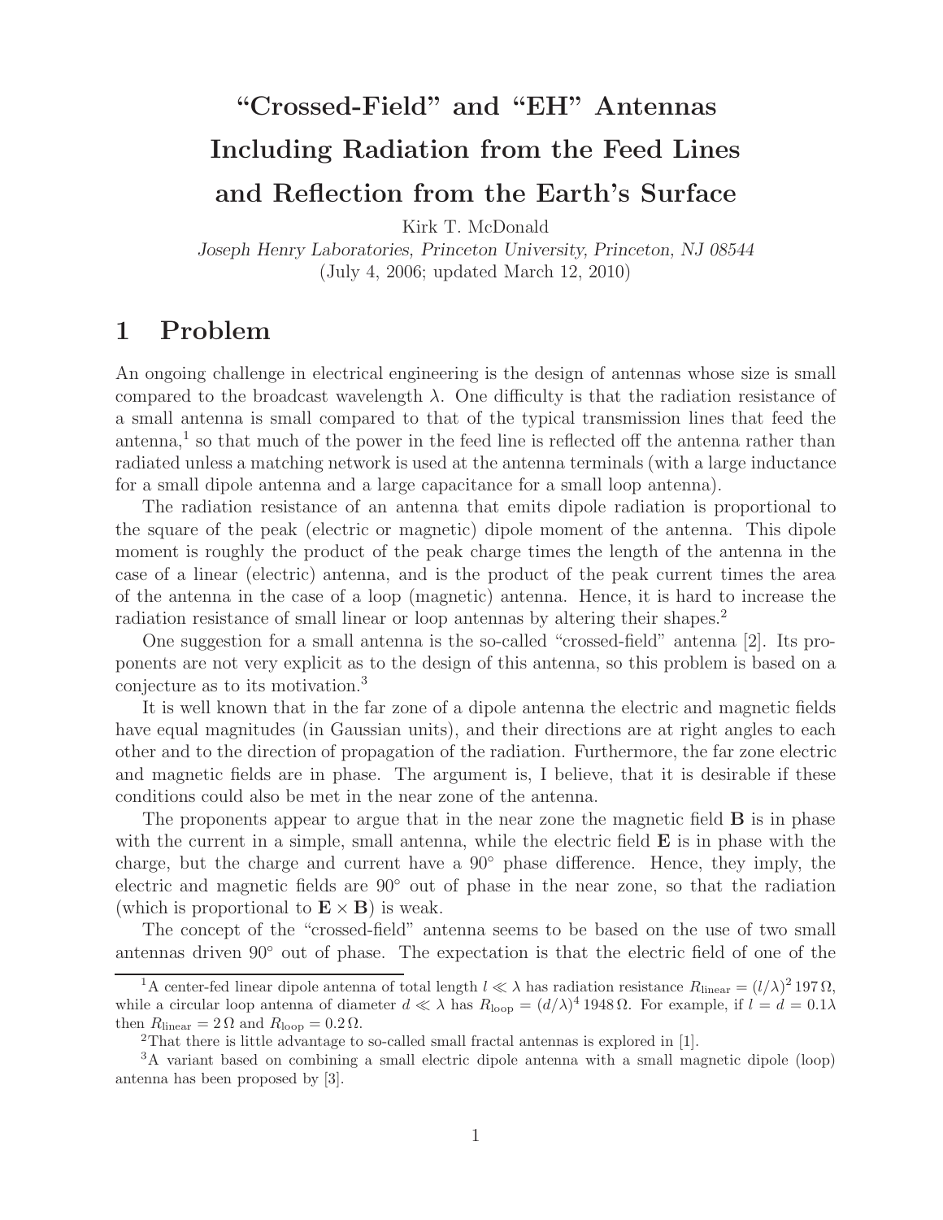# "Crossed-Field" and "EH" Antennas Including Radiation from the Feed Lines and Reflection from the Earth's Surface

Kirk T. McDonald

*Joseph Henry Laboratories, Princeton University, Princeton, NJ 08544*

(July 4, 2006; updated March 12, 2010)

## 1 Problem

An ongoing challenge in electrical engineering is the design of antennas whose size is small compared to the broadcast wavelength $\lambda$. One difficulty is that the radiation resistance of a small antenna is small compared to that of the typical transmission lines that feed the antenna,[1] so that much of the power in the feed line is reflected off the antenna rather than radiated unless a matching network is used at the antenna terminals (with a large inductance for a small dipole antenna and a large capacitance for a small loop antenna).

The radiation resistance of an antenna that emits dipole radiation is proportional to the square of the peak (electric or magnetic) dipole moment of the antenna. This dipole moment is roughly the product of the peak charge times the length of the antenna in the case of a linear (electric) antenna, and is the product of the peak current times the area of the antenna in the case of a loop (magnetic) antenna. Hence, it is hard to increase the radiation resistance of small linear or loop antennas by altering their shapes.[2]

One suggestion for a small antenna is the so-called "crossed-field" antenna [2]. Its proponents are not very explicit as to the design of this antenna, so this problem is based on a conjecture as to its motivation.[3]

It is well known that in the far zone of a dipole antenna the electric and magnetic fields have equal magnitudes (in Gaussian units), and their directions are at right angles to each other and to the direction of propagation of the radiation. Furthermore, the far zone electric and magnetic fields are in phase. The argument is, I believe, that it is desirable if these conditions could also be met in the near zone of the antenna.

The proponents appear to argue that in the near zone the magnetic field $\mathbf{B}$ is in phase with the current in a simple, small antenna, while the electric field $\mathbf{E}$ is in phase with the charge, but the charge and current have a 90° phase difference. Hence, they imply, the electric and magnetic fields are 90° out of phase in the near zone, so that the radiation (which is proportional to $\mathbf{E} \times \mathbf{B}$) is weak.

The concept of the "crossed-field" antenna seems to be based on the use of two small antennas driven 90° out of phase. The expectation is that the electric field of one of the

---

[1] A center-fed linear dipole antenna of total length $l \ll \lambda$ has radiation resistance $R_{\text{linear}} = (l/\lambda)^2\, 197\,\Omega$, while a circular loop antenna of diameter $d \ll \lambda$ has $R_{\text{loop}} = (d/\lambda)^4\, 1948\,\Omega$. For example, if $l = d = 0.1\lambda$ then $R_{\text{linear}} = 2\,\Omega$ and $R_{\text{loop}} = 0.2\,\Omega$.

[2] That there is little advantage to so-called small fractal antennas is explored in [1].

[3] A variant based on combining a small electric dipole antenna with a small magnetic dipole (loop) antenna has been proposed by [3].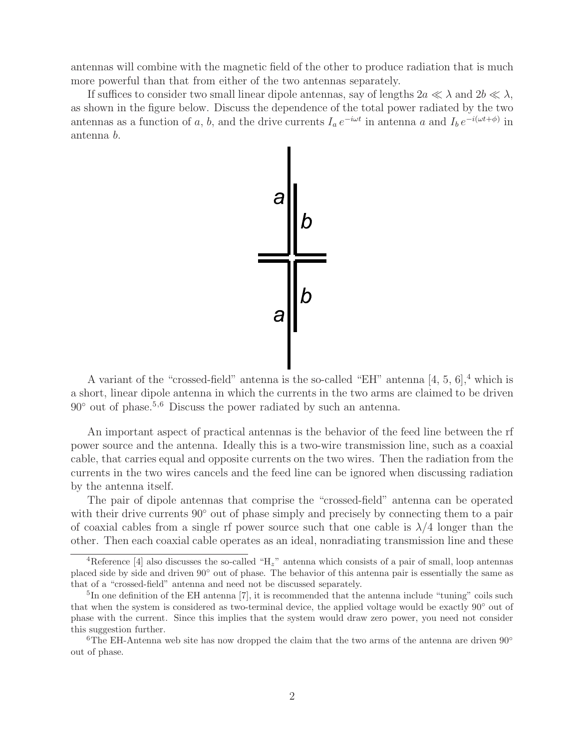antennas will combine with the magnetic field of the other to produce radiation that is much more powerful than that from either of the two antennas separately.

If suffices to consider two small linear dipole antennas, say of lengths $2a \ll \lambda$ and $2b \ll \lambda$, as shown in the figure below. Discuss the dependence of the total power radiated by the two antennas as a function of $a$, $b$, and the drive currents $I_a\, e^{-i\omega t}$ in antenna $a$ and $I_b\, e^{-i(\omega t+\phi)}$ in antenna $b$.

A variant of the "crossed-field" antenna is the so-called "EH" antenna [4, 5, 6],[4] which is a short, linear dipole antenna in which the currents in the two arms are claimed to be driven $90^\circ$ out of phase.[5,6] Discuss the power radiated by such an antenna.

An important aspect of practical antennas is the behavior of the feed line between the rf power source and the antenna. Ideally this is a two-wire transmission line, such as a coaxial cable, that carries equal and opposite currents on the two wires. Then the radiation from the currents in the two wires cancels and the feed line can be ignored when discussing radiation by the antenna itself.

The pair of dipole antennas that comprise the "crossed-field" antenna can be operated with their drive currents $90^\circ$ out of phase simply and precisely by connecting them to a pair of coaxial cables from a single rf power source such that one cable is $\lambda/4$ longer than the other. Then each coaxial cable operates as an ideal, nonradiating transmission line and these

---

[4] Reference [4] also discusses the so-called "$H_z$" antenna which consists of a pair of small, loop antennas placed side by side and driven $90^\circ$ out of phase. The behavior of this antenna pair is essentially the same as that of a "crossed-field" antenna and need not be discussed separately.

[5] In one definition of the EH antenna [7], it is recommended that the antenna include "tuning" coils such that when the system is considered as two-terminal device, the applied voltage would be exactly $90^\circ$ out of phase with the current. Since this implies that the system would draw zero power, you need not consider this suggestion further.

[6] The EH-Antenna web site has now dropped the claim that the two arms of the antenna are driven $90^\circ$ out of phase.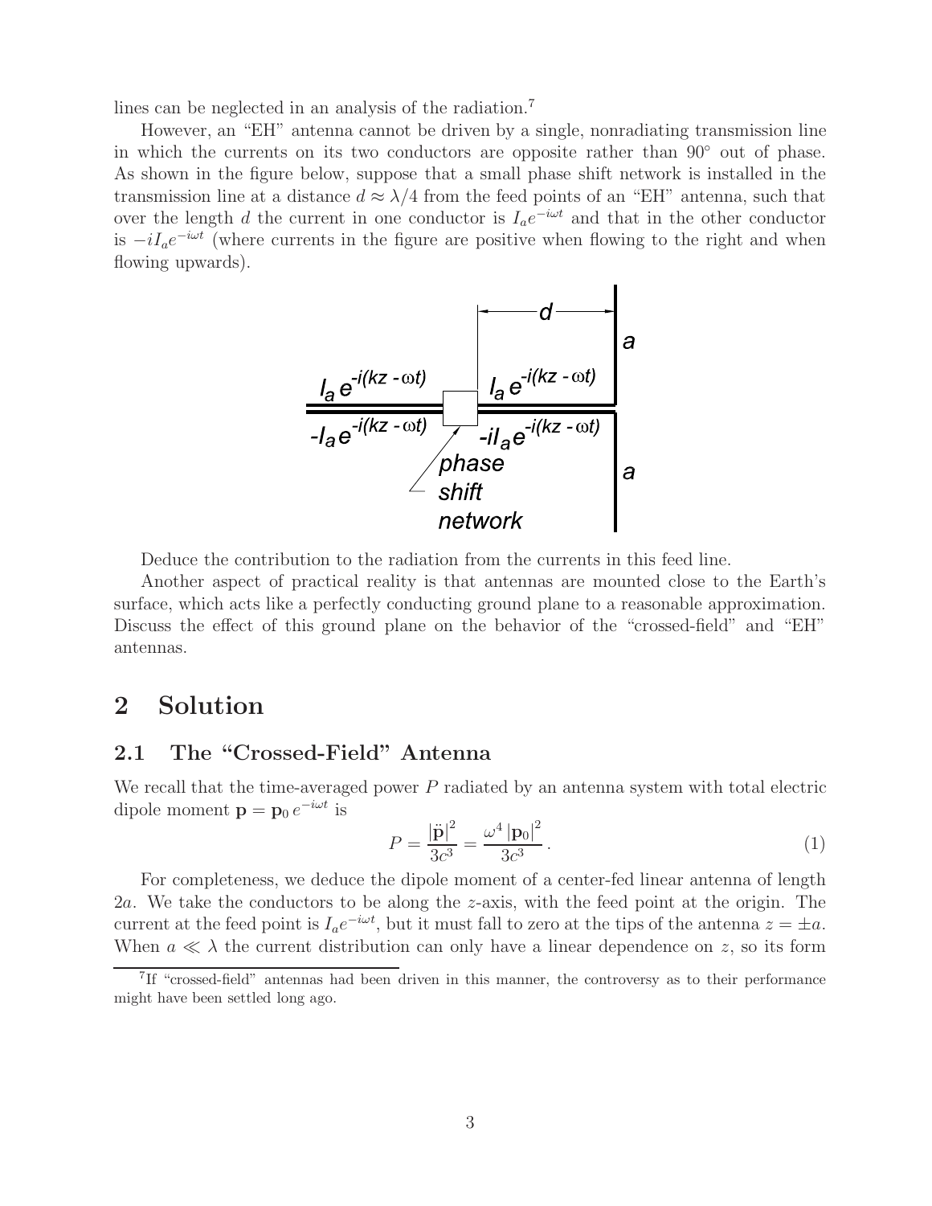lines can be neglected in an analysis of the radiation.[7]

However, an "EH" antenna cannot be driven by a single, nonradiating transmission line in which the currents on its two conductors are opposite rather than 90° out of phase. As shown in the figure below, suppose that a small phase shift network is installed in the transmission line at a distance $d \approx \lambda/4$ from the feed points of an "EH" antenna, such that over the length $d$ the current in one conductor is $I_a e^{-i\omega t}$ and that in the other conductor is $-iI_a e^{-i\omega t}$ (where currents in the figure are positive when flowing to the right and when flowing upwards).

Deduce the contribution to the radiation from the currents in this feed line.

Another aspect of practical reality is that antennas are mounted close to the Earth's surface, which acts like a perfectly conducting ground plane to a reasonable approximation. Discuss the effect of this ground plane on the behavior of the "crossed-field" and "EH" antennas.

# 2 Solution

## 2.1 The "Crossed-Field" Antenna

We recall that the time-averaged power $P$ radiated by an antenna system with total electric dipole moment $\mathbf{p} = \mathbf{p}_0 \, e^{-i\omega t}$ is

$$P = \frac{|\ddot{\mathbf{p}}|^2}{3c^3} = \frac{\omega^4 \, |\mathbf{p}_0|^2}{3c^3} \,. \tag{1}$$

For completeness, we deduce the dipole moment of a center-fed linear antenna of length $2a$. We take the conductors to be along the $z$-axis, with the feed point at the origin. The current at the feed point is $I_a e^{-i\omega t}$, but it must fall to zero at the tips of the antenna $z = \pm a$. When $a \ll \lambda$ the current distribution can only have a linear dependence on $z$, so its form

[7] If "crossed-field" antennas had been driven in this manner, the controversy as to their performance might have been settled long ago.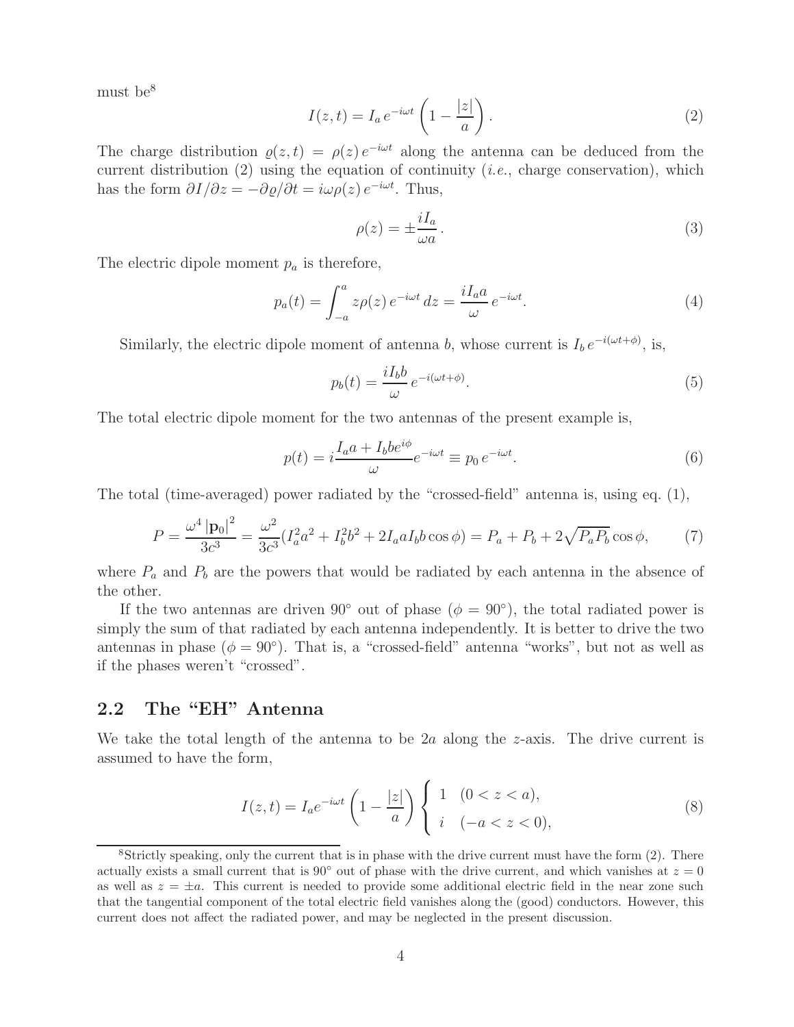must be[8]

$$I(z,t) = I_a \, e^{-i\omega t} \left(1 - \frac{|z|}{a}\right). \tag{2}$$

The charge distribution $\varrho(z,t) = \rho(z)\, e^{-i\omega t}$ along the antenna can be deduced from the current distribution (2) using the equation of continuity (*i.e.*, charge conservation), which has the form $\partial I/\partial z = -\partial \varrho/\partial t = i\omega \rho(z)\, e^{-i\omega t}$. Thus,

$$\rho(z) = \pm \frac{i I_a}{\omega a}. \tag{3}$$

The electric dipole moment $p_a$ is therefore,

$$p_a(t) = \int_{-a}^{a} z \rho(z)\, e^{-i\omega t}\, dz = \frac{i I_a a}{\omega}\, e^{-i\omega t}. \tag{4}$$

Similarly, the electric dipole moment of antenna $b$, whose current is $I_b\, e^{-i(\omega t + \phi)}$, is,

$$p_b(t) = \frac{i I_b b}{\omega}\, e^{-i(\omega t + \phi)}. \tag{5}$$

The total electric dipole moment for the two antennas of the present example is,

$$p(t) = i \frac{I_a a + I_b b e^{i\phi}}{\omega} e^{-i\omega t} \equiv p_0\, e^{-i\omega t}. \tag{6}$$

The total (time-averaged) power radiated by the "crossed-field" antenna is, using eq. (1),

$$P = \frac{\omega^4 \left|\mathbf{p}_0\right|^2}{3c^3} = \frac{\omega^2}{3c^3}(I_a^2 a^2 + I_b^2 b^2 + 2 I_a a I_b b \cos\phi) = P_a + P_b + 2\sqrt{P_a P_b}\cos\phi, \tag{7}$$

where $P_a$ and $P_b$ are the powers that would be radiated by each antenna in the absence of the other.

If the two antennas are driven 90° out of phase ($\phi = 90°$), the total radiated power is simply the sum of that radiated by each antenna independently. It is better to drive the two antennas in phase ($\phi = 90°$). That is, a "crossed-field" antenna "works", but not as well as if the phases weren't "crossed".

## 2.2 The "EH" Antenna

We take the total length of the antenna to be $2a$ along the $z$-axis. The drive current is assumed to have the form,

$$I(z,t) = I_a e^{-i\omega t} \left(1 - \frac{|z|}{a}\right) \left\{ \begin{array}{ll} 1 & (0 < z < a), \\ i & (-a < z < 0), \end{array} \right. \tag{8}$$

[8] Strictly speaking, only the current that is in phase with the drive current must have the form (2). There actually exists a small current that is 90° out of phase with the drive current, and which vanishes at $z = 0$ as well as $z = \pm a$. This current is needed to provide some additional electric field in the near zone such that the tangential component of the total electric field vanishes along the (good) conductors. However, this current does not affect the radiated power, and may be neglected in the present discussion.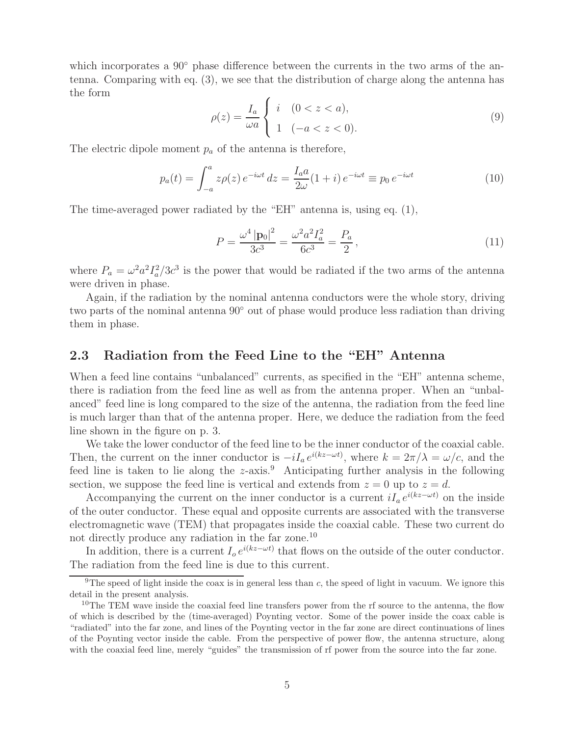which incorporates a 90° phase difference between the currents in the two arms of the antenna. Comparing with eq. (3), we see that the distribution of charge along the antenna has the form

$$\rho(z) = \frac{I_a}{\omega a} \begin{cases} i & (0 < z < a), \\ 1 & (-a < z < 0). \end{cases} \tag{9}$$

The electric dipole moment $p_a$ of the antenna is therefore,

$$p_a(t) = \int_{-a}^{a} z\rho(z)\, e^{-i\omega t}\, dz = \frac{I_a a}{2\omega}(1+i)\, e^{-i\omega t} \equiv p_0\, e^{-i\omega t} \tag{10}$$

The time-averaged power radiated by the "EH" antenna is, using eq. (1),

$$P = \frac{\omega^4 \left|\mathbf{p}_0\right|^2}{3c^3} = \frac{\omega^2 a^2 I_a^2}{6c^3} = \frac{P_a}{2}, \tag{11}$$

where $P_a = \omega^2 a^2 I_a^2 / 3c^3$ is the power that would be radiated if the two arms of the antenna were driven in phase.

Again, if the radiation by the nominal antenna conductors were the whole story, driving two parts of the nominal antenna 90° out of phase would produce less radiation than driving them in phase.

## 2.3 Radiation from the Feed Line to the "EH" Antenna

When a feed line contains "unbalanced" currents, as specified in the "EH" antenna scheme, there is radiation from the feed line as well as from the antenna proper. When an "unbalanced" feed line is long compared to the size of the antenna, the radiation from the feed line is much larger than that of the antenna proper. Here, we deduce the radiation from the feed line shown in the figure on p. 3.

We take the lower conductor of the feed line to be the inner conductor of the coaxial cable. Then, the current on the inner conductor is $-iI_a\, e^{i(kz-\omega t)}$, where $k = 2\pi/\lambda = \omega/c$, and the feed line is taken to lie along the $z$-axis.[9] Anticipating further analysis in the following section, we suppose the feed line is vertical and extends from $z = 0$ up to $z = d$.

Accompanying the current on the inner conductor is a current $iI_a\, e^{i(kz-\omega t)}$ on the inside of the outer conductor. These equal and opposite currents are associated with the transverse electromagnetic wave (TEM) that propagates inside the coaxial cable. These two current do not directly produce any radiation in the far zone.[10]

In addition, there is a current $I_o\, e^{i(kz-\omega t)}$ that flows on the outside of the outer conductor. The radiation from the feed line is due to this current.

---

[9] The speed of light inside the coax is in general less than $c$, the speed of light in vacuum. We ignore this detail in the present analysis.

[10] The TEM wave inside the coaxial feed line transfers power from the rf source to the antenna, the flow of which is described by the (time-averaged) Poynting vector. Some of the power inside the coax cable is "radiated" into the far zone, and lines of the Poynting vector in the far zone are direct continuations of lines of the Poynting vector inside the cable. From the perspective of power flow, the antenna structure, along with the coaxial feed line, merely "guides" the transmission of rf power from the source into the far zone.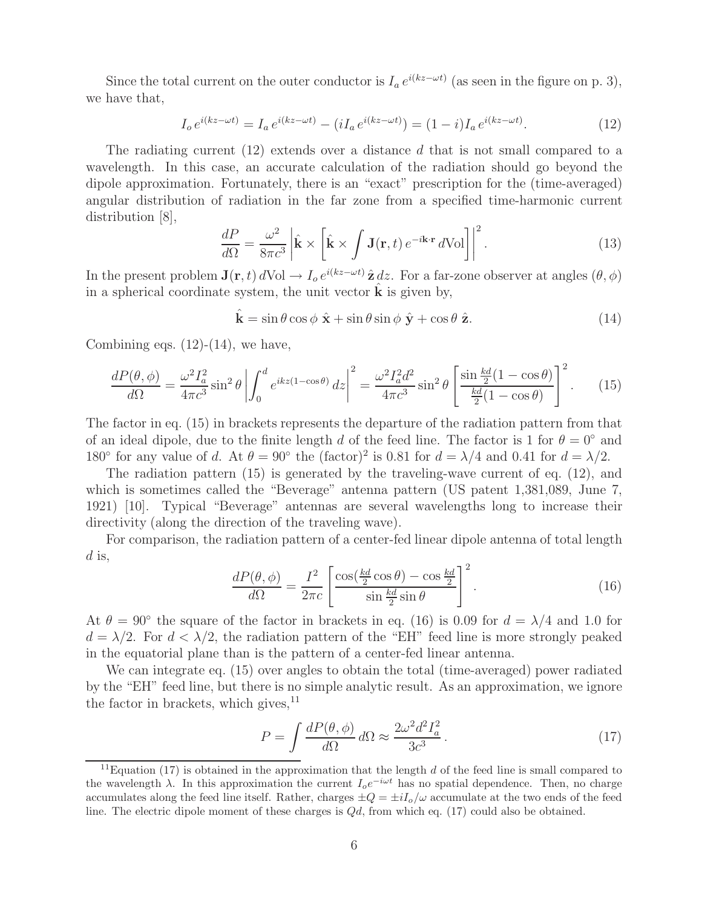Since the total current on the outer conductor is $I_a\,e^{i(kz-\omega t)}$ (as seen in the figure on p. 3), we have that,

$$I_o\,e^{i(kz-\omega t)} = I_a\,e^{i(kz-\omega t)} - (iI_a\,e^{i(kz-\omega t)}) = (1-i)I_a\,e^{i(kz-\omega t)}. \tag{12}$$

The radiating current (12) extends over a distance $d$ that is not small compared to a wavelength. In this case, an accurate calculation of the radiation should go beyond the dipole approximation. Fortunately, there is an "exact" prescription for the (time-averaged) angular distribution of radiation in the far zone from a specified time-harmonic current distribution [8],

$$\frac{dP}{d\Omega} = \frac{\omega^2}{8\pi c^3}\left|\hat{\mathbf{k}} \times \left[\hat{\mathbf{k}} \times \int \mathbf{J}(\mathbf{r},t)\,e^{-i\mathbf{k}\cdot\mathbf{r}}\,d\mathrm{Vol}\right]\right|^2. \tag{13}$$

In the present problem $\mathbf{J}(\mathbf{r},t)\,d\mathrm{Vol} \to I_o\,e^{i(kz-\omega t)}\,\hat{\mathbf{z}}\,dz$. For a far-zone observer at angles $(\theta,\phi)$ in a spherical coordinate system, the unit vector $\hat{\mathbf{k}}$ is given by,

$$\hat{\mathbf{k}} = \sin\theta\cos\phi\;\hat{\mathbf{x}} + \sin\theta\sin\phi\;\hat{\mathbf{y}} + \cos\theta\;\hat{\mathbf{z}}. \tag{14}$$

Combining eqs. (12)-(14), we have,

$$\frac{dP(\theta,\phi)}{d\Omega} = \frac{\omega^2 I_a^2}{4\pi c^3}\sin^2\theta\left|\int_0^d e^{ikz(1-\cos\theta)}\,dz\right|^2 = \frac{\omega^2 I_a^2 d^2}{4\pi c^3}\sin^2\theta\left[\frac{\sin\frac{kd}{2}(1-\cos\theta)}{\frac{kd}{2}(1-\cos\theta)}\right]^2. \tag{15}$$

The factor in eq. (15) in brackets represents the departure of the radiation pattern from that of an ideal dipole, due to the finite length $d$ of the feed line. The factor is 1 for $\theta = 0^\circ$ and $180^\circ$ for any value of $d$. At $\theta = 90^\circ$ the (factor)$^2$ is 0.81 for $d = \lambda/4$ and 0.41 for $d = \lambda/2$.

The radiation pattern (15) is generated by the traveling-wave current of eq. (12), and which is sometimes called the "Beverage" antenna pattern (US patent 1,381,089, June 7, 1921) [10]. Typical "Beverage" antennas are several wavelengths long to increase their directivity (along the direction of the traveling wave).

For comparison, the radiation pattern of a center-fed linear dipole antenna of total length $d$ is,

$$\frac{dP(\theta,\phi)}{d\Omega} = \frac{I^2}{2\pi c}\left[\frac{\cos(\frac{kd}{2}\cos\theta) - \cos\frac{kd}{2}}{\sin\frac{kd}{2}\sin\theta}\right]^2. \tag{16}$$

At $\theta = 90^\circ$ the square of the factor in brackets in eq. (16) is 0.09 for $d = \lambda/4$ and 1.0 for $d = \lambda/2$. For $d < \lambda/2$, the radiation pattern of the "EH" feed line is more strongly peaked in the equatorial plane than is the pattern of a center-fed linear antenna.

We can integrate eq. (15) over angles to obtain the total (time-averaged) power radiated by the "EH" feed line, but there is no simple analytic result. As an approximation, we ignore the factor in brackets, which gives,[11]

$$P = \int \frac{dP(\theta,\phi)}{d\Omega}\,d\Omega \approx \frac{2\omega^2 d^2 I_a^2}{3c^3}. \tag{17}$$

[11] Equation (17) is obtained in the approximation that the length $d$ of the feed line is small compared to the wavelength $\lambda$. In this approximation the current $I_o e^{-i\omega t}$ has no spatial dependence. Then, no charge accumulates along the feed line itself. Rather, charges $\pm Q = \pm iI_o/\omega$ accumulate at the two ends of the feed line. The electric dipole moment of these charges is $Qd$, from which eq. (17) could also be obtained.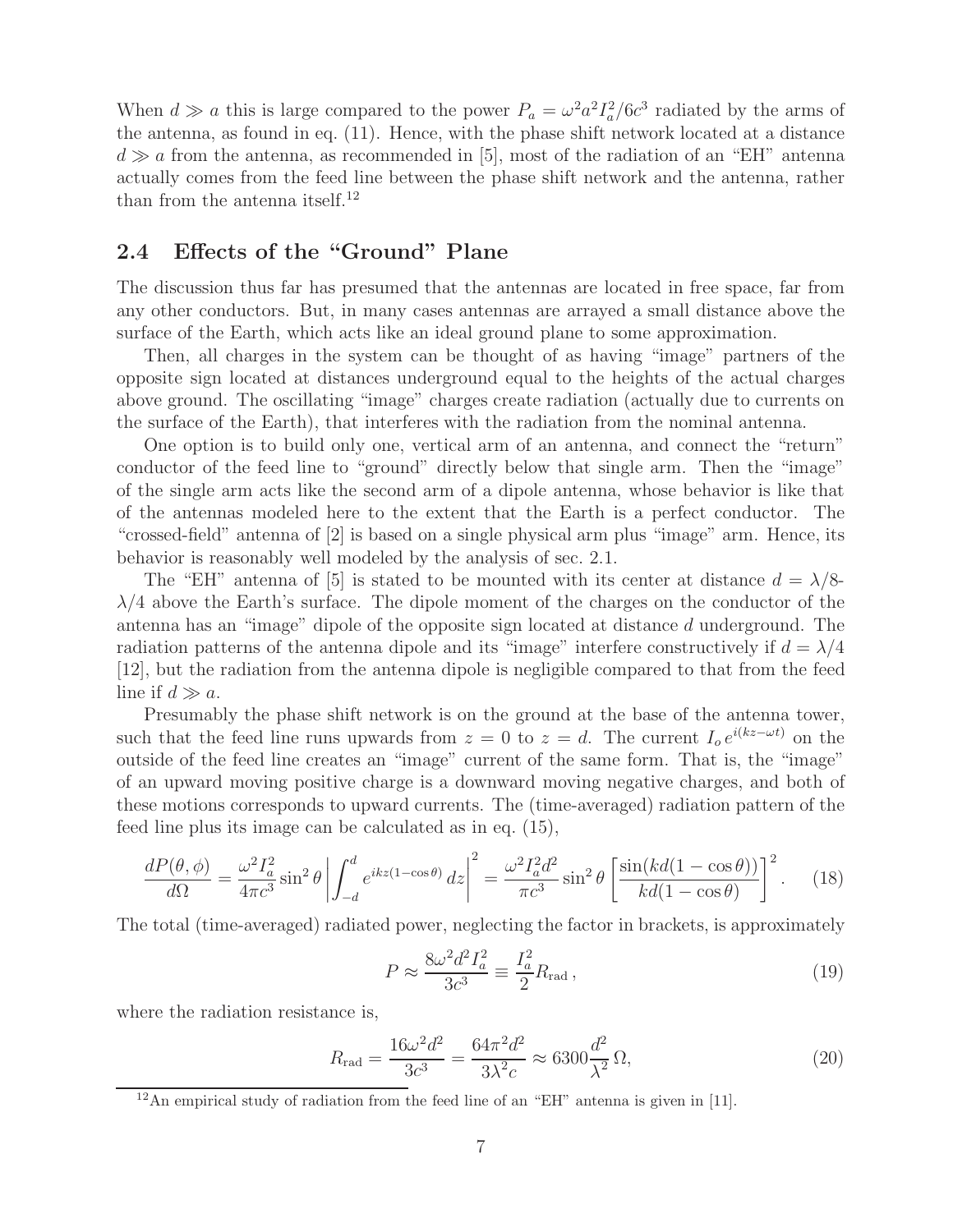When $d \gg a$ this is large compared to the power $P_a = \omega^2 a^2 I_a^2 / 6c^3$ radiated by the arms of the antenna, as found in eq. (11). Hence, with the phase shift network located at a distance $d \gg a$ from the antenna, as recommended in [5], most of the radiation of an "EH" antenna actually comes from the feed line between the phase shift network and the antenna, rather than from the antenna itself.[12]

## 2.4 Effects of the "Ground" Plane

The discussion thus far has presumed that the antennas are located in free space, far from any other conductors. But, in many cases antennas are arrayed a small distance above the surface of the Earth, which acts like an ideal ground plane to some approximation.

Then, all charges in the system can be thought of as having "image" partners of the opposite sign located at distances underground equal to the heights of the actual charges above ground. The oscillating "image" charges create radiation (actually due to currents on the surface of the Earth), that interferes with the radiation from the nominal antenna.

One option is to build only one, vertical arm of an antenna, and connect the "return" conductor of the feed line to "ground" directly below that single arm. Then the "image" of the single arm acts like the second arm of a dipole antenna, whose behavior is like that of the antennas modeled here to the extent that the Earth is a perfect conductor. The "crossed-field" antenna of [2] is based on a single physical arm plus "image" arm. Hence, its behavior is reasonably well modeled by the analysis of sec. 2.1.

The "EH" antenna of [5] is stated to be mounted with its center at distance $d = \lambda/8$-$\lambda/4$ above the Earth's surface. The dipole moment of the charges on the conductor of the antenna has an "image" dipole of the opposite sign located at distance $d$ underground. The radiation patterns of the antenna dipole and its "image" interfere constructively if $d = \lambda/4$ [12], but the radiation from the antenna dipole is negligible compared to that from the feed line if $d \gg a$.

Presumably the phase shift network is on the ground at the base of the antenna tower, such that the feed line runs upwards from $z = 0$ to $z = d$. The current $I_o\, e^{i(kz-\omega t)}$ on the outside of the feed line creates an "image" current of the same form. That is, the "image" of an upward moving positive charge is a downward moving negative charges, and both of these motions corresponds to upward currents. The (time-averaged) radiation pattern of the feed line plus its image can be calculated as in eq. (15),

$$\frac{dP(\theta, \phi)}{d\Omega} = \frac{\omega^2 I_a^2}{4\pi c^3} \sin^2\theta \left| \int_{-d}^{d} e^{ikz(1-\cos\theta)}\, dz \right|^2 = \frac{\omega^2 I_a^2 d^2}{\pi c^3} \sin^2\theta \left[ \frac{\sin(kd(1-\cos\theta))}{kd(1-\cos\theta)} \right]^2. \tag{18}$$

The total (time-averaged) radiated power, neglecting the factor in brackets, is approximately

$$P \approx \frac{8\omega^2 d^2 I_a^2}{3c^3} \equiv \frac{I_a^2}{2} R_{\rm rad}\,, \tag{19}$$

where the radiation resistance is,

$$R_{\rm rad} = \frac{16\omega^2 d^2}{3c^3} = \frac{64\pi^2 d^2}{3\lambda^2 c} \approx 6300 \frac{d^2}{\lambda^2}\,\Omega, \tag{20}$$

[12] An empirical study of radiation from the feed line of an "EH" antenna is given in [11].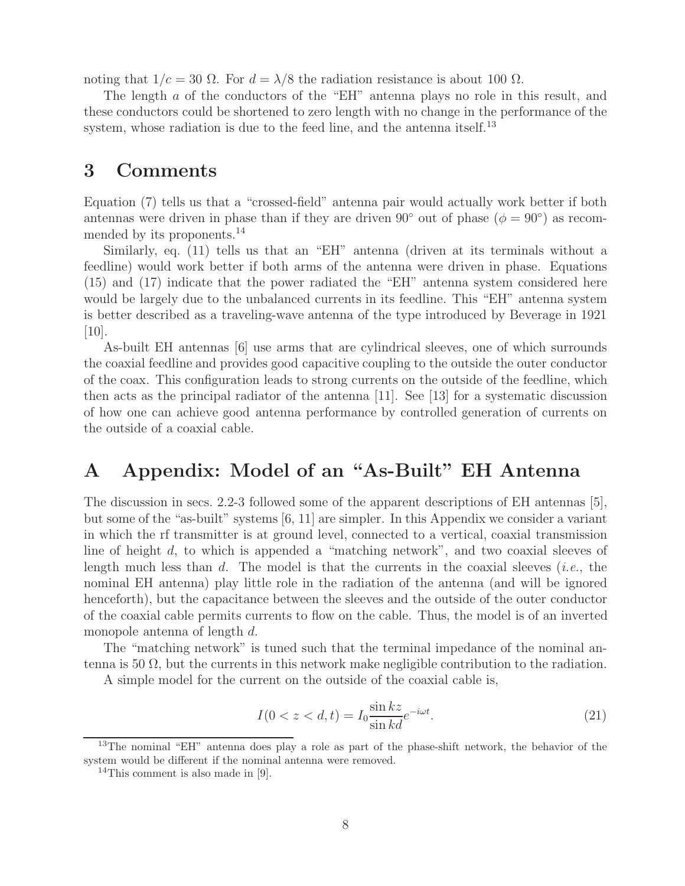noting that $1/c = 30\ \Omega$. For $d = \lambda/8$ the radiation resistance is about 100 Ω.

The length $a$ of the conductors of the "EH" antenna plays no role in this result, and these conductors could be shortened to zero length with no change in the performance of the system, whose radiation is due to the feed line, and the antenna itself.[13]

## 3 Comments

Equation (7) tells us that a "crossed-field" antenna pair would actually work better if both antennas were driven in phase than if they are driven 90° out of phase ($\phi = 90^\circ$) as recommended by its proponents.[14]

Similarly, eq. (11) tells us that an "EH" antenna (driven at its terminals without a feedline) would work better if both arms of the antenna were driven in phase. Equations (15) and (17) indicate that the power radiated the "EH" antenna system considered here would be largely due to the unbalanced currents in its feedline. This "EH" antenna system is better described as a traveling-wave antenna of the type introduced by Beverage in 1921 [10].

As-built EH antennas [6] use arms that are cylindrical sleeves, one of which surrounds the coaxial feedline and provides good capacitive coupling to the outside the outer conductor of the coax. This configuration leads to strong currents on the outside of the feedline, which then acts as the principal radiator of the antenna [11]. See [13] for a systematic discussion of how one can achieve good antenna performance by controlled generation of currents on the outside of a coaxial cable.

## A Appendix: Model of an "As-Built" EH Antenna

The discussion in secs. 2.2-3 followed some of the apparent descriptions of EH antennas [5], but some of the "as-built" systems [6, 11] are simpler. In this Appendix we consider a variant in which the rf transmitter is at ground level, connected to a vertical, coaxial transmission line of height $d$, to which is appended a "matching network", and two coaxial sleeves of length much less than $d$. The model is that the currents in the coaxial sleeves (*i.e.*, the nominal EH antenna) play little role in the radiation of the antenna (and will be ignored henceforth), but the capacitance between the sleeves and the outside of the outer conductor of the coaxial cable permits currents to flow on the cable. Thus, the model is of an inverted monopole antenna of length $d$.

The "matching network" is tuned such that the terminal impedance of the nominal antenna is 50 Ω, but the currents in this network make negligible contribution to the radiation.

A simple model for the current on the outside of the coaxial cable is,

$$I(0 < z < d, t) = I_0 \frac{\sin kz}{\sin kd} e^{-i\omega t}. \tag{21}$$

[13] The nominal "EH" antenna does play a role as part of the phase-shift network, the behavior of the system would be different if the nominal antenna were removed.

[14] This comment is also made in [9].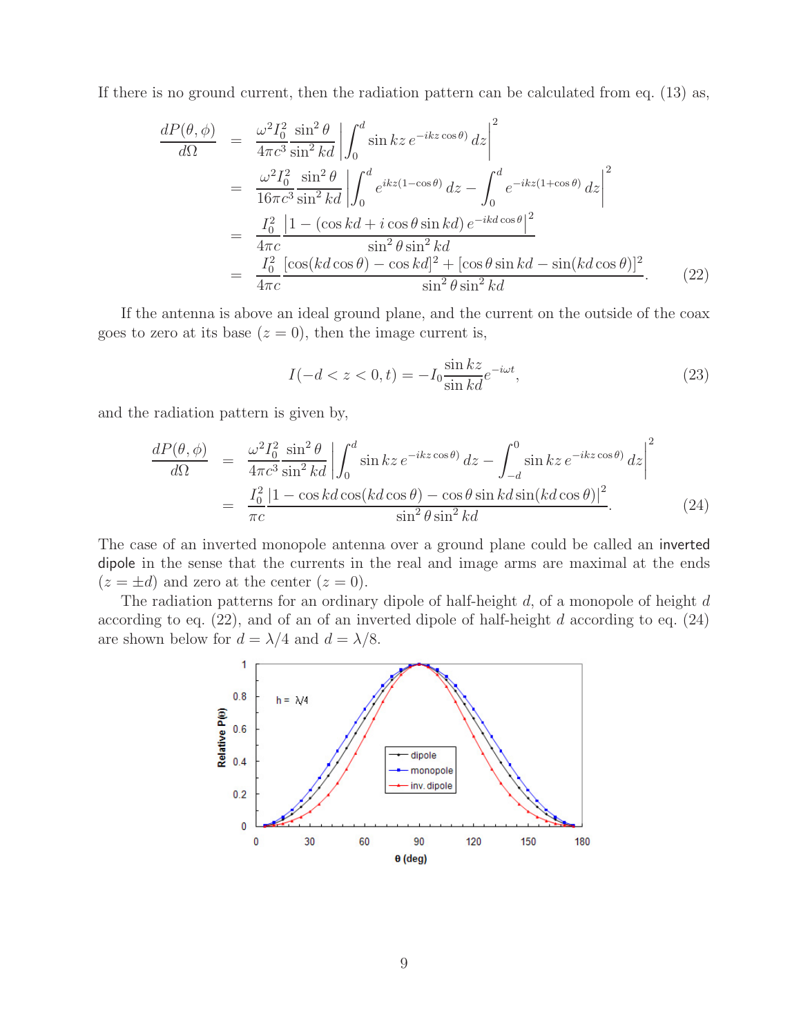If there is no ground current, then the radiation pattern can be calculated from eq. (13) as,

$$
\begin{aligned}
\frac{dP(\theta,\phi)}{d\Omega} &= \frac{\omega^2 I_0^2}{4\pi c^3}\frac{\sin^2\theta}{\sin^2 kd}\left|\int_0^d \sin kz\, e^{-ikz\cos\theta)}\, dz\right|^2 \\
&= \frac{\omega^2 I_0^2}{16\pi c^3}\frac{\sin^2\theta}{\sin^2 kd}\left|\int_0^d e^{ikz(1-\cos\theta)}\, dz - \int_0^d e^{-ikz(1+\cos\theta)}\, dz\right|^2 \\
&= \frac{I_0^2}{4\pi c}\frac{\left|1-(\cos kd + i\cos\theta\sin kd)\, e^{-ikd\cos\theta}\right|^2}{\sin^2\theta\sin^2 kd} \\
&= \frac{I_0^2}{4\pi c}\frac{[\cos(kd\cos\theta)-\cos kd]^2 + [\cos\theta\sin kd - \sin(kd\cos\theta)]^2}{\sin^2\theta\sin^2 kd}. \qquad (22)
\end{aligned}
$$

If the antenna is above an ideal ground plane, and the current on the outside of the coax goes to zero at its base ($z = 0$), then the image current is,

$$
I(-d < z < 0, t) = -I_0\frac{\sin kz}{\sin kd}e^{-i\omega t}, \qquad (23)
$$

and the radiation pattern is given by,

$$
\begin{aligned}
\frac{dP(\theta,\phi)}{d\Omega} &= \frac{\omega^2 I_0^2}{4\pi c^3}\frac{\sin^2\theta}{\sin^2 kd}\left|\int_0^d \sin kz\, e^{-ikz\cos\theta)}\, dz - \int_{-d}^0 \sin kz\, e^{-ikz\cos\theta)}\, dz\right|^2 \\
&= \frac{I_0^2}{\pi c}\frac{\left|1-\cos kd\cos(kd\cos\theta) - \cos\theta\sin kd\sin(kd\cos\theta)\right|^2}{\sin^2\theta\sin^2 kd}. \qquad (24)
\end{aligned}
$$

The case of an inverted monopole antenna over a ground plane could be called an inverted dipole in the sense that the currents in the real and image arms are maximal at the ends ($z = \pm d$) and zero at the center ($z = 0$).

The radiation patterns for an ordinary dipole of half-height $d$, of a monopole of height $d$ according to eq. (22), and of an of an inverted dipole of half-height $d$ according to eq. (24) are shown below for $d = \lambda/4$ and $d = \lambda/8$.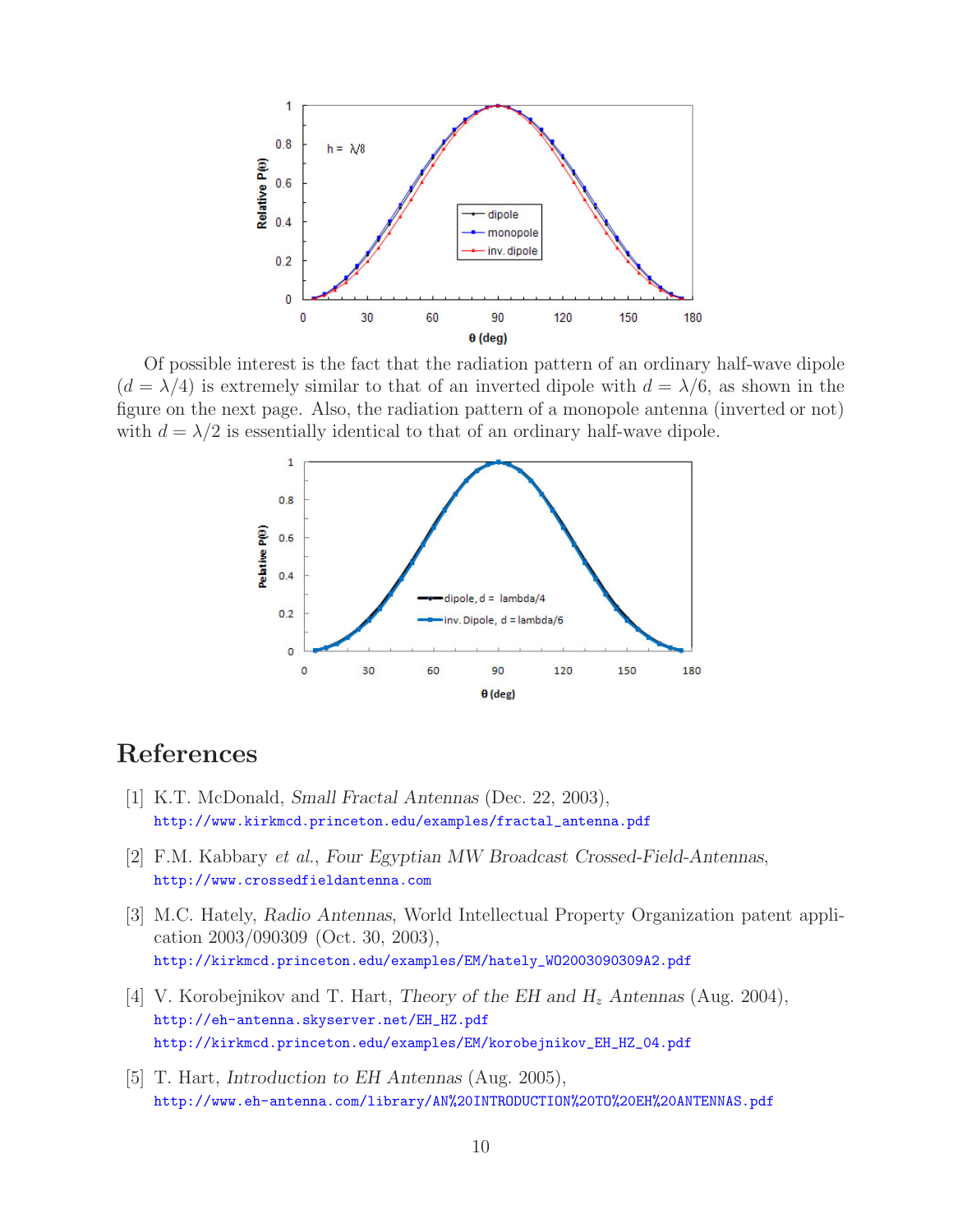Of possible interest is the fact that the radiation pattern of an ordinary half-wave dipole ($d = \lambda/4$) is extremely similar to that of an inverted dipole with $d = \lambda/6$, as shown in the figure on the next page. Also, the radiation pattern of a monopole antenna (inverted or not) with $d = \lambda/2$ is essentially identical to that of an ordinary half-wave dipole.

# References

[1] K.T. McDonald, *Small Fractal Antennas* (Dec. 22, 2003),
http://www.kirkmcd.princeton.edu/examples/fractal_antenna.pdf

[2] F.M. Kabbary *et al.*, *Four Egyptian MW Broadcast Crossed-Field-Antennas*,
http://www.crossedfieldantenna.com

[3] M.C. Hately, *Radio Antennas*, World Intellectual Property Organization patent application 2003/090309 (Oct. 30, 2003),
http://kirkmcd.princeton.edu/examples/EM/hately_WO2003090309A2.pdf

[4] V. Korobejnikov and T. Hart, *Theory of the EH and $H_z$ Antennas* (Aug. 2004),
http://eh-antenna.skyserver.net/EH_HZ.pdf
http://kirkmcd.princeton.edu/examples/EM/korobejnikov_EH_HZ_04.pdf

[5] T. Hart, *Introduction to EH Antennas* (Aug. 2005),
http://www.eh-antenna.com/library/AN%20INTRODUCTION%20TO%20EH%20ANTENNAS.pdf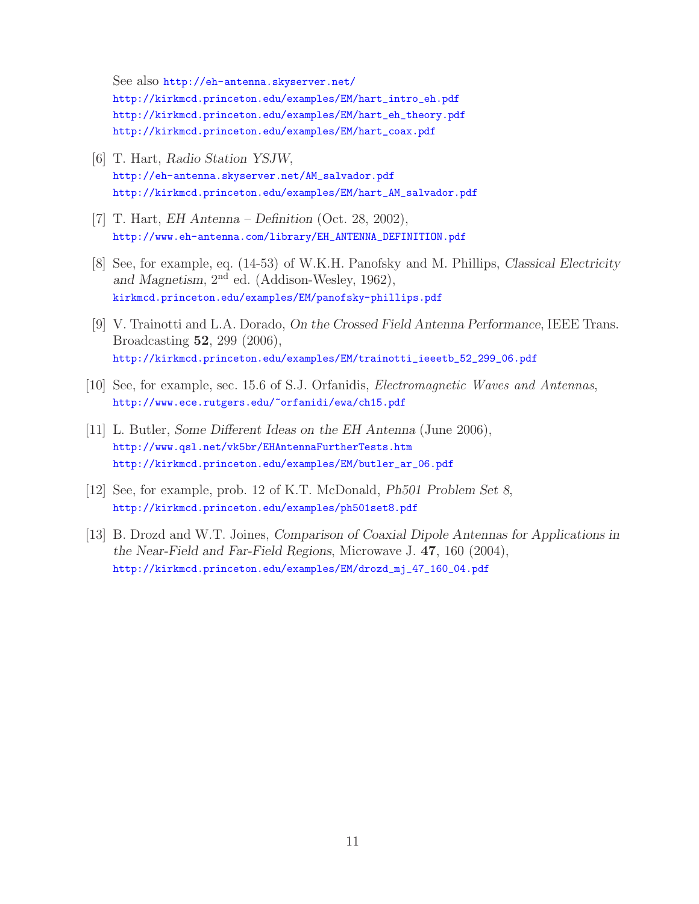See also http://eh-antenna.skyserver.net/
http://kirkmcd.princeton.edu/examples/EM/hart_intro_eh.pdf
http://kirkmcd.princeton.edu/examples/EM/hart_eh_theory.pdf
http://kirkmcd.princeton.edu/examples/EM/hart_coax.pdf

[6] T. Hart, *Radio Station YSJW*,
http://eh-antenna.skyserver.net/AM_salvador.pdf
http://kirkmcd.princeton.edu/examples/EM/hart_AM_salvador.pdf

[7] T. Hart, *EH Antenna – Definition* (Oct. 28, 2002),
http://www.eh-antenna.com/library/EH_ANTENNA_DEFINITION.pdf

[8] See, for example, eq. (14-53) of W.K.H. Panofsky and M. Phillips, *Classical Electricity and Magnetism*, 2nd ed. (Addison-Wesley, 1962),
kirkmcd.princeton.edu/examples/EM/panofsky-phillips.pdf

[9] V. Trainotti and L.A. Dorado, *On the Crossed Field Antenna Performance*, IEEE Trans. Broadcasting **52**, 299 (2006),
http://kirkmcd.princeton.edu/examples/EM/trainotti_ieeetb_52_299_06.pdf

[10] See, for example, sec. 15.6 of S.J. Orfanidis, *Electromagnetic Waves and Antennas*,
http://www.ece.rutgers.edu/~orfanidi/ewa/ch15.pdf

[11] L. Butler, *Some Different Ideas on the EH Antenna* (June 2006),
http://www.qsl.net/vk5br/EHAntennaFurtherTests.htm
http://kirkmcd.princeton.edu/examples/EM/butler_ar_06.pdf

[12] See, for example, prob. 12 of K.T. McDonald, *Ph501 Problem Set 8*,
http://kirkmcd.princeton.edu/examples/ph501set8.pdf

[13] B. Drozd and W.T. Joines, *Comparison of Coaxial Dipole Antennas for Applications in the Near-Field and Far-Field Regions*, Microwave J. **47**, 160 (2004),
http://kirkmcd.princeton.edu/examples/EM/drozd_mj_47_160_04.pdf